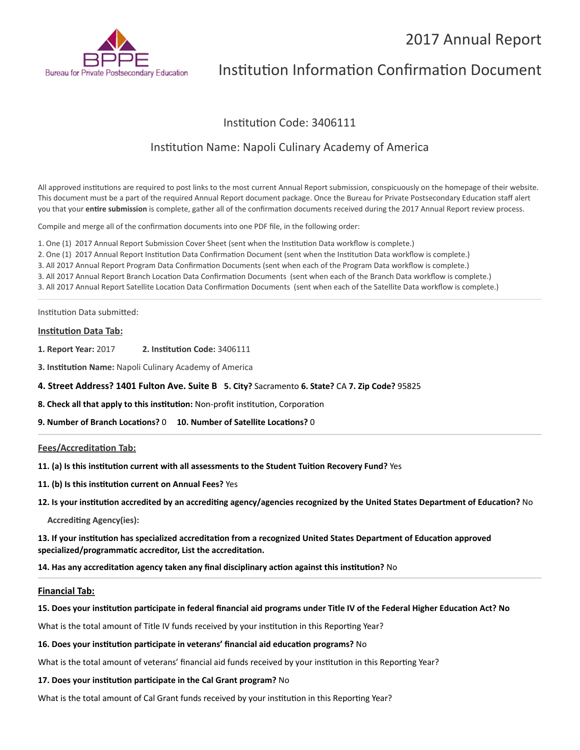# 2017 Annual Report

## Institution Information Confirmation Document

### Institution Code: 3406111

### Institution Name: Napoli Culinary Academy of America

All approved institutions are required to post links to the most current Annual Report submission, conspicuously on the homepage of their website. This document must be a part of the required Annual Report document package. Once the Bureau for Private Postsecondary Education staff alert you that your **entire submission** is complete, gather all of the confirmation documents received during the 2017 Annual Report review process.

Compile and merge all of the confirmation documents into one PDF file, in the following order:

1. One (1) 2017 Annual Report Submission Cover Sheet (sent when the Institution Data workflow is complete.)
2. One (1) 2017 Annual Report Institution Data Confirmation Document (sent when the Institution Data workflow is complete.)
3. All 2017 Annual Report Program Data Confirmation Documents (sent when each of the Program Data workflow is complete.)
3. All 2017 Annual Report Branch Location Data Confirmation Documents (sent when each of the Branch Data workflow is complete.)
3. All 2017 Annual Report Satellite Location Data Confirmation Documents (sent when each of the Satellite Data workflow is complete.)

---

Institution Data submitted:

**Institution Data Tab:**

**1. Report Year:** 2017 **2. Institution Code:** 3406111

**3. Institution Name:** Napoli Culinary Academy of America

**4. Street Address? 1401 Fulton Ave. Suite B 5. City?** Sacramento **6. State?** CA **7. Zip Code?** 95825

**8. Check all that apply to this institution:** Non-profit institution, Corporation

**9. Number of Branch Locations?** 0 **10. Number of Satellite Locations?** 0

---

**Fees/Accreditation Tab:**

**11. (a) Is this institution current with all assessments to the Student Tuition Recovery Fund?** Yes

**11. (b) Is this institution current on Annual Fees?** Yes

**12. Is your institution accredited by an accrediting agency/agencies recognized by the United States Department of Education?** No

**Accrediting Agency(ies):**

**13. If your institution has specialized accreditation from a recognized United States Department of Education approved specialized/programmatic accreditor, List the accreditation.**

**14. Has any accreditation agency taken any final disciplinary action against this institution?** No

---

**Financial Tab:**

**15. Does your institution participate in federal financial aid programs under Title IV of the Federal Higher Education Act? No**

What is the total amount of Title IV funds received by your institution in this Reporting Year?

**16. Does your institution participate in veterans' financial aid education programs?** No

What is the total amount of veterans' financial aid funds received by your institution in this Reporting Year?

**17. Does your institution participate in the Cal Grant program?** No

What is the total amount of Cal Grant funds received by your institution in this Reporting Year?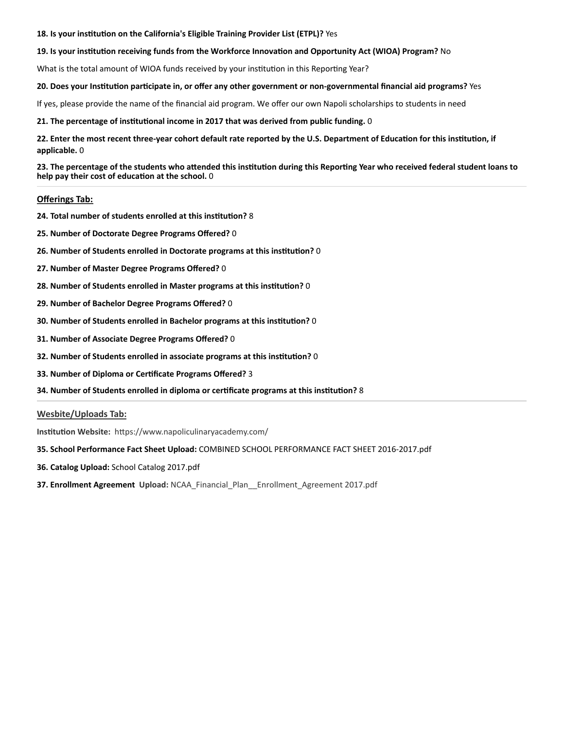**18. Is your institution on the California's Eligible Training Provider List (ETPL)?** Yes

**19. Is your institution receiving funds from the Workforce Innovation and Opportunity Act (WIOA) Program?** No

What is the total amount of WIOA funds received by your institution in this Reporting Year?

**20. Does your Institution participate in, or offer any other government or non-governmental financial aid programs?** Yes

If yes, please provide the name of the financial aid program. We offer our own Napoli scholarships to students in need

**21. The percentage of institutional income in 2017 that was derived from public funding.** 0

**22. Enter the most recent three-year cohort default rate reported by the U.S. Department of Education for this institution, if applicable.** 0

**23. The percentage of the students who attended this institution during this Reporting Year who received federal student loans to help pay their cost of education at the school.** 0

---

## Offerings Tab:

**24. Total number of students enrolled at this institution?** 8

**25. Number of Doctorate Degree Programs Offered?** 0

**26. Number of Students enrolled in Doctorate programs at this institution?** 0

**27. Number of Master Degree Programs Offered?** 0

**28. Number of Students enrolled in Master programs at this institution?** 0

**29. Number of Bachelor Degree Programs Offered?** 0

**30. Number of Students enrolled in Bachelor programs at this institution?** 0

**31. Number of Associate Degree Programs Offered?** 0

**32. Number of Students enrolled in associate programs at this institution?** 0

**33. Number of Diploma or Certificate Programs Offered?** 3

**34. Number of Students enrolled in diploma or certificate programs at this institution?** 8

---

## Wesbite/Uploads Tab:

**Institution Website:** https://www.napoliculinaryacademy.com/

**35. School Performance Fact Sheet Upload:** COMBINED SCHOOL PERFORMANCE FACT SHEET 2016-2017.pdf

**36. Catalog Upload:** School Catalog 2017.pdf

**37. Enrollment Agreement Upload:** NCAA_Financial_Plan__Enrollment_Agreement 2017.pdf